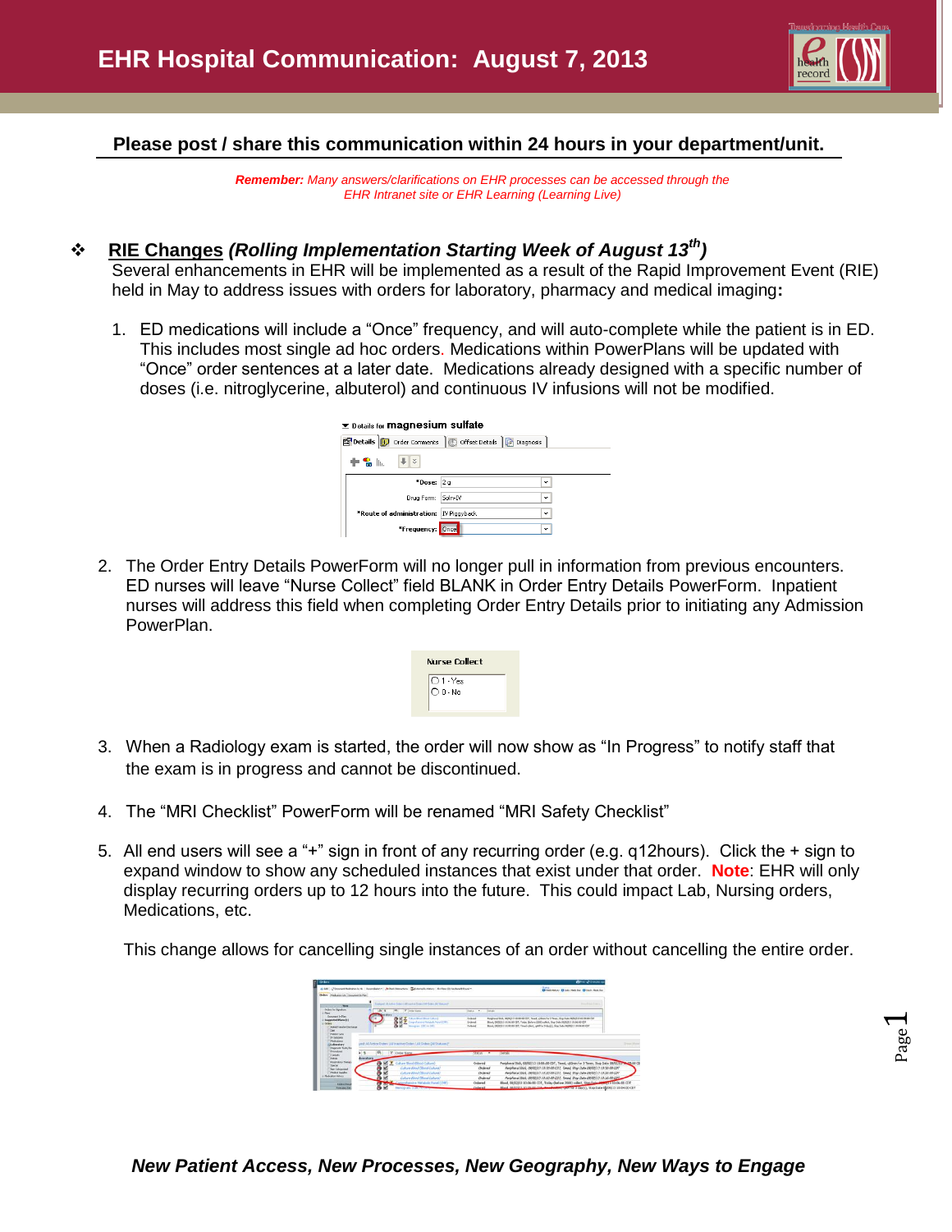# EHR Hospital Communication: August 7, 2013

**Please post / share this communication within 24 hours in your department/unit.**

***Remember:*** *Many answers/clarifications on EHR processes can be accessed through the EHR Intranet site or EHR Learning (Learning Live)*

## RIE Changes *(Rolling Implementation Starting Week of August 13th)*

Several enhancements in EHR will be implemented as a result of the Rapid Improvement Event (RIE) held in May to address issues with orders for laboratory, pharmacy and medical imaging**:**

1. ED medications will include a "Once" frequency, and will auto-complete while the patient is in ED. This includes most single ad hoc orders. Medications within PowerPlans will be updated with "Once" order sentences at a later date. Medications already designed with a specific number of doses (i.e. nitroglycerine, albuterol) and continuous IV infusions will not be modified.

2. The Order Entry Details PowerForm will no longer pull in information from previous encounters. ED nurses will leave "Nurse Collect" field BLANK in Order Entry Details PowerForm. Inpatient nurses will address this field when completing Order Entry Details prior to initiating any Admission PowerPlan.

3. When a Radiology exam is started, the order will now show as "In Progress" to notify staff that the exam is in progress and cannot be discontinued.

4. The "MRI Checklist" PowerForm will be renamed "MRI Safety Checklist"

5. All end users will see a "+" sign in front of any recurring order (e.g. q12hours). Click the + sign to expand window to show any scheduled instances that exist under that order. **Note**: EHR will only display recurring orders up to 12 hours into the future. This could impact Lab, Nursing orders, Medications, etc.

   This change allows for cancelling single instances of an order without cancelling the entire order.

***New Patient Access, New Processes, New Geography, New Ways to Engage***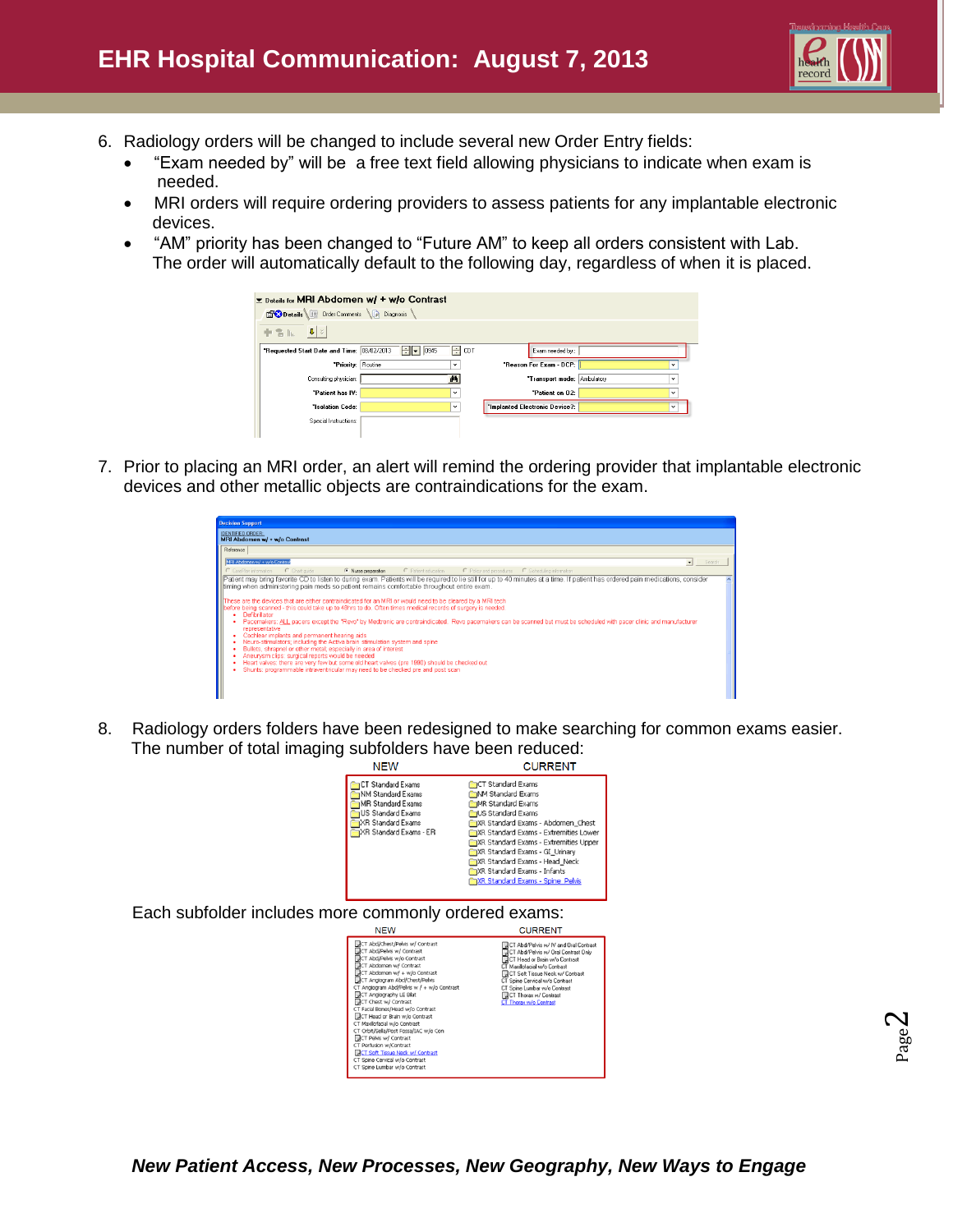# EHR Hospital Communication: August 7, 2013

6. Radiology orders will be changed to include several new Order Entry fields:
   - "Exam needed by" will be a free text field allowing physicians to indicate when exam is needed.
   - MRI orders will require ordering providers to assess patients for any implantable electronic devices.
   - "AM" priority has been changed to "Future AM" to keep all orders consistent with Lab. The order will automatically default to the following day, regardless of when it is placed.

7. Prior to placing an MRI order, an alert will remind the ordering provider that implantable electronic devices and other metallic objects are contraindications for the exam.

8. Radiology orders folders have been redesigned to make searching for common exams easier. The number of total imaging subfolders have been reduced:

| NEW | CURRENT |
|---|---|
| CT Standard Exams | CT Standard Exams |
| NM Standard Exams | NM Standard Exams |
| MR Standard Exams | MR Standard Exams |
| US Standard Exams | US Standard Exams |
| XR Standard Exams | XR Standard Exams - Abdomen_Chest |
| XR Standard Exams - ER | XR Standard Exams - Extremities Lower |
| | XR Standard Exams - Extremities Upper |
| | XR Standard Exams - GI_Urinary |
| | XR Standard Exams - Head_Neck |
| | XR Standard Exams - Infants |
| | XR Standard Exams - Spine_Pelvis |

Each subfolder includes more commonly ordered exams:

| NEW | CURRENT |
|---|---|
| CT Abd/Chest/Pelvis w/ Contrast | CT Abd/Pelvis w/ IV and Oral Contrast |
| CT Abd/Pelvis w/ Contrast | CT Abd/Pelvis w/ Oral Contrast Only |
| CT Abd/Pelvis w/o Contrast | CT Head or Brain w/o Contrast |
| CT Abdomen w/ Contrast | CT Maxillofacial w/o Contrast |
| CT Abdomen w/ + w/o Contrast | CT Soft Tissue Neck w/ Contrast |
| CT Angiogram Abd/Chest/Pelvis | CT Spine Cervical w/o Contrast |
| CT Angiogram Abd/Pelvis w / + w/o Contrast | CT Spine Lumbar w/o Contrast |
| CT Angiography LE Bilat | CT Thorax w/ Contrast |
| CT Chest w/ Contrast | CT Thorax w/o Contrast |
| CT Facial Bones/Head w/o Contrast | |
| CT Head or Brain w/o Contrast | |
| CT Maxillofacial w/o Contrast | |
| CT Orbit/Sella/Post Fossa/IAC w/o Con | |
| CT Pelvis w/ Contrast | |
| CT Perfusion w/Contrast | |
| CT Soft Tissue Neck w/ Contrast | |
| CT Spine Cervical w/o Contrast | |
| CT Spine Lumbar w/o Contrast | |

***New Patient Access, New Processes, New Geography, New Ways to Engage***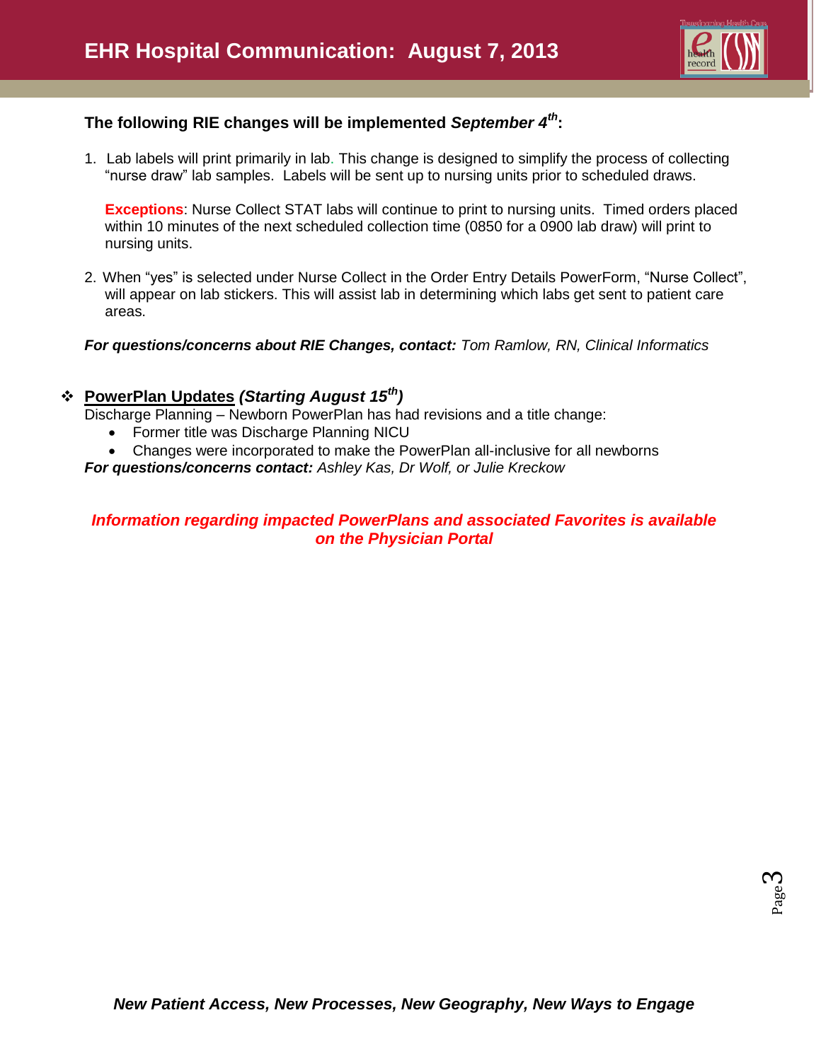**The following RIE changes will be implemented *September 4th*:**

1. Lab labels will print primarily in lab. This change is designed to simplify the process of collecting "nurse draw" lab samples. Labels will be sent up to nursing units prior to scheduled draws.

   **Exceptions**: Nurse Collect STAT labs will continue to print to nursing units. Timed orders placed within 10 minutes of the next scheduled collection time (0850 for a 0900 lab draw) will print to nursing units.

2. When "yes" is selected under Nurse Collect in the Order Entry Details PowerForm, "Nurse Collect", will appear on lab stickers. This will assist lab in determining which labs get sent to patient care areas.

***For questions/concerns about RIE Changes, contact:*** *Tom Ramlow, RN, Clinical Informatics*

- **PowerPlan Updates** ***(Starting August 15th)***

  Discharge Planning – Newborn PowerPlan has had revisions and a title change:
  - Former title was Discharge Planning NICU
  - Changes were incorporated to make the PowerPlan all-inclusive for all newborns

  ***For questions/concerns contact:*** *Ashley Kas, Dr Wolf, or Julie Kreckow*

***Information regarding impacted PowerPlans and associated Favorites is available on the Physician Portal***

***New Patient Access, New Processes, New Geography, New Ways to Engage***